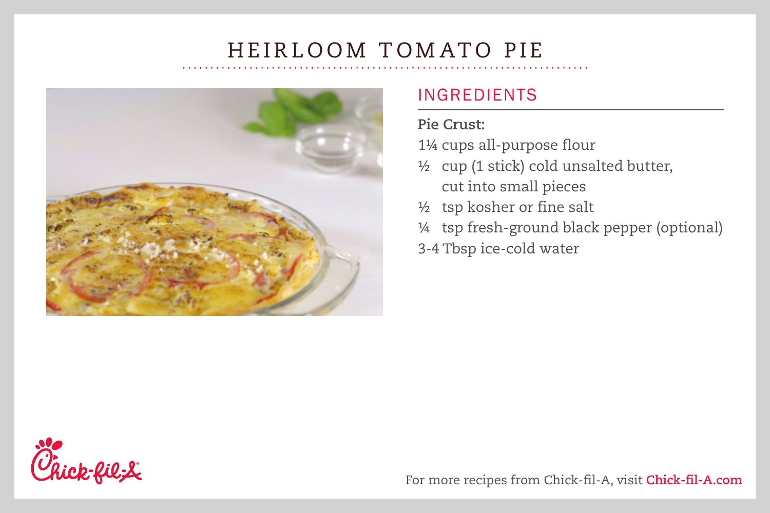# HEIRLOOM TOMATO PIE

## INGREDIENTS

**Pie Crust:**

1¼ cups all-purpose flour

½ cup (1 stick) cold unsalted butter, cut into small pieces

½ tsp kosher or fine salt

¼ tsp fresh-ground black pepper (optional)

3-4 Tbsp ice-cold water

For more recipes from Chick-fil-A, visit **Chick-fil-A.com**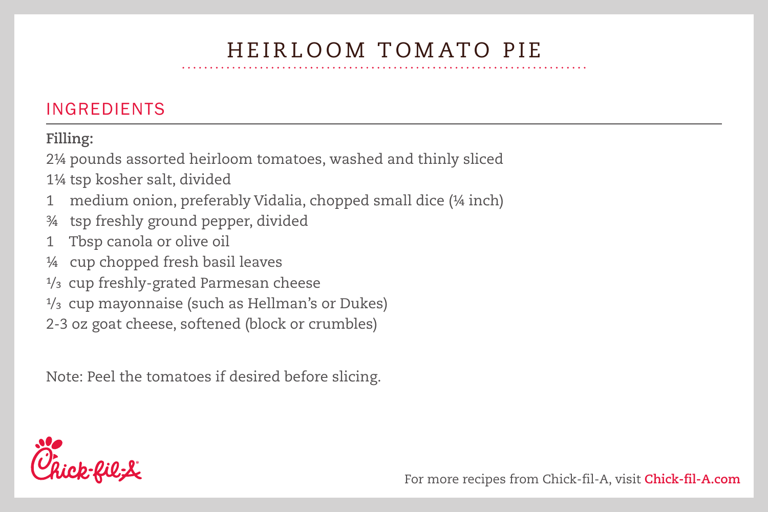# HEIRLOOM TOMATO PIE

## INGREDIENTS

**Filling:**

2¼ pounds assorted heirloom tomatoes, washed and thinly sliced
1¼ tsp kosher salt, divided
1 medium onion, preferably Vidalia, chopped small dice (¼ inch)
¾ tsp freshly ground pepper, divided
1 Tbsp canola or olive oil
¼ cup chopped fresh basil leaves
⅓ cup freshly-grated Parmesan cheese
⅓ cup mayonnaise (such as Hellman's or Dukes)
2-3 oz goat cheese, softened (block or crumbles)

Note: Peel the tomatoes if desired before slicing.

Chick-fil-A

For more recipes from Chick-fil-A, visit **Chick-fil-A.com**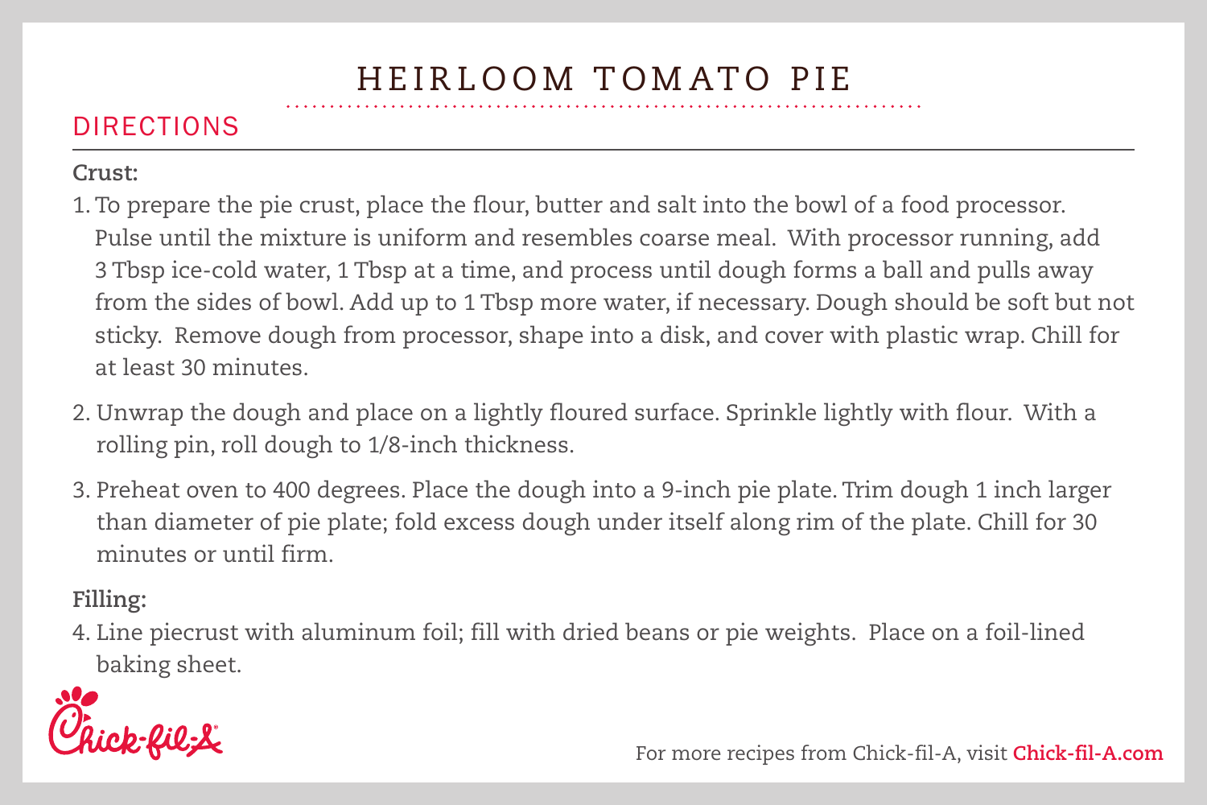# HEIRLOOM TOMATO PIE

## DIRECTIONS

**Crust:**

1. To prepare the pie crust, place the flour, butter and salt into the bowl of a food processor. Pulse until the mixture is uniform and resembles coarse meal. With processor running, add 3 Tbsp ice-cold water, 1 Tbsp at a time, and process until dough forms a ball and pulls away from the sides of bowl. Add up to 1 Tbsp more water, if necessary. Dough should be soft but not sticky. Remove dough from processor, shape into a disk, and cover with plastic wrap. Chill for at least 30 minutes.

2. Unwrap the dough and place on a lightly floured surface. Sprinkle lightly with flour. With a rolling pin, roll dough to 1/8-inch thickness.

3. Preheat oven to 400 degrees. Place the dough into a 9-inch pie plate. Trim dough 1 inch larger than diameter of pie plate; fold excess dough under itself along rim of the plate. Chill for 30 minutes or until firm.

**Filling:**

4. Line piecrust with aluminum foil; fill with dried beans or pie weights. Place on a foil-lined baking sheet.

For more recipes from Chick-fil-A, visit **Chick-fil-A.com**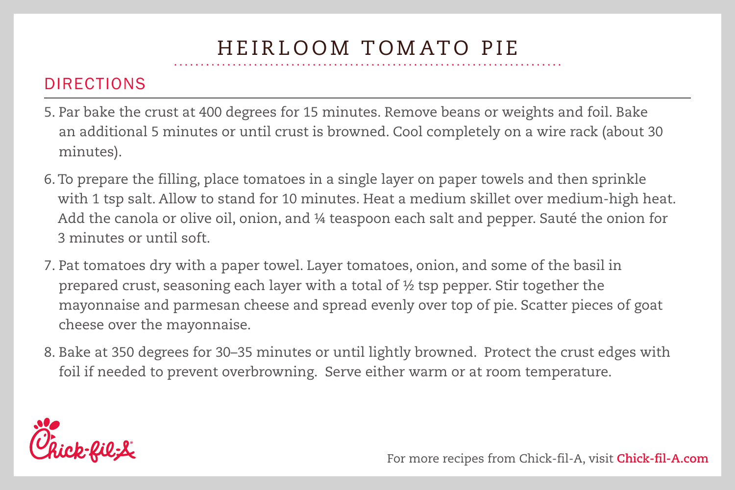# HEIRLOOM TOMATO PIE

## DIRECTIONS

5. Par bake the crust at 400 degrees for 15 minutes. Remove beans or weights and foil. Bake an additional 5 minutes or until crust is browned. Cool completely on a wire rack (about 30 minutes).
6. To prepare the filling, place tomatoes in a single layer on paper towels and then sprinkle with 1 tsp salt. Allow to stand for 10 minutes. Heat a medium skillet over medium-high heat. Add the canola or olive oil, onion, and ¼ teaspoon each salt and pepper. Sauté the onion for 3 minutes or until soft.
7. Pat tomatoes dry with a paper towel. Layer tomatoes, onion, and some of the basil in prepared crust, seasoning each layer with a total of ½ tsp pepper. Stir together the mayonnaise and parmesan cheese and spread evenly over top of pie. Scatter pieces of goat cheese over the mayonnaise.
8. Bake at 350 degrees for 30–35 minutes or until lightly browned. Protect the crust edges with foil if needed to prevent overbrowning. Serve either warm or at room temperature.

Chick-fil-A

For more recipes from Chick-fil-A, visit **Chick-fil-A.com**